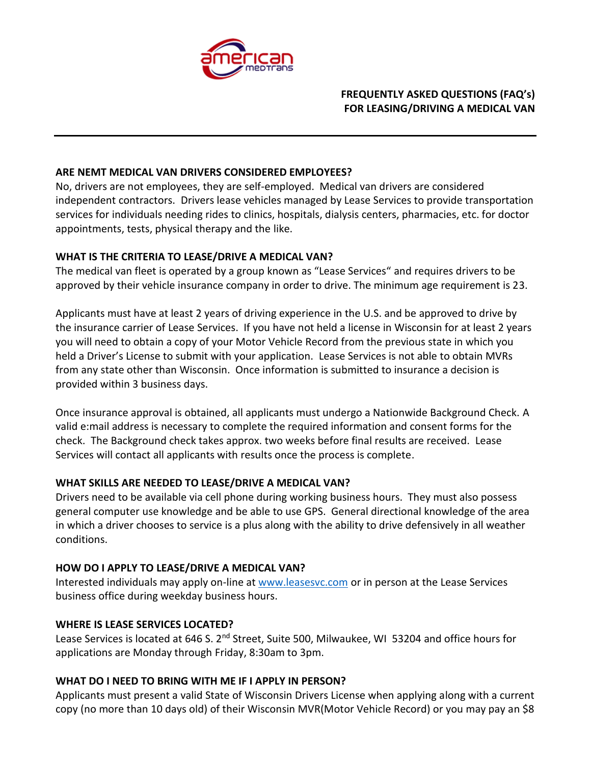# FREQUENTLY ASKED QUESTIONS (FAQ's) FOR LEASING/DRIVING A MEDICAL VAN

**ARE NEMT MEDICAL VAN DRIVERS CONSIDERED EMPLOYEES?**

No, drivers are not employees, they are self-employed. Medical van drivers are considered independent contractors. Drivers lease vehicles managed by Lease Services to provide transportation services for individuals needing rides to clinics, hospitals, dialysis centers, pharmacies, etc. for doctor appointments, tests, physical therapy and the like.

**WHAT IS THE CRITERIA TO LEASE/DRIVE A MEDICAL VAN?**

The medical van fleet is operated by a group known as "Lease Services" and requires drivers to be approved by their vehicle insurance company in order to drive. The minimum age requirement is 23.

Applicants must have at least 2 years of driving experience in the U.S. and be approved to drive by the insurance carrier of Lease Services. If you have not held a license in Wisconsin for at least 2 years you will need to obtain a copy of your Motor Vehicle Record from the previous state in which you held a Driver's License to submit with your application. Lease Services is not able to obtain MVRs from any state other than Wisconsin. Once information is submitted to insurance a decision is provided within 3 business days.

Once insurance approval is obtained, all applicants must undergo a Nationwide Background Check. A valid e:mail address is necessary to complete the required information and consent forms for the check. The Background check takes approx. two weeks before final results are received. Lease Services will contact all applicants with results once the process is complete.

**WHAT SKILLS ARE NEEDED TO LEASE/DRIVE A MEDICAL VAN?**

Drivers need to be available via cell phone during working business hours. They must also possess general computer use knowledge and be able to use GPS. General directional knowledge of the area in which a driver chooses to service is a plus along with the ability to drive defensively in all weather conditions.

**HOW DO I APPLY TO LEASE/DRIVE A MEDICAL VAN?**

Interested individuals may apply on-line at [www.leasesvc.com](http://www.leasesvc.com) or in person at the Lease Services business office during weekday business hours.

**WHERE IS LEASE SERVICES LOCATED?**

Lease Services is located at 646 S. 2nd Street, Suite 500, Milwaukee, WI 53204 and office hours for applications are Monday through Friday, 8:30am to 3pm.

**WHAT DO I NEED TO BRING WITH ME IF I APPLY IN PERSON?**

Applicants must present a valid State of Wisconsin Drivers License when applying along with a current copy (no more than 10 days old) of their Wisconsin MVR(Motor Vehicle Record) or you may pay an $8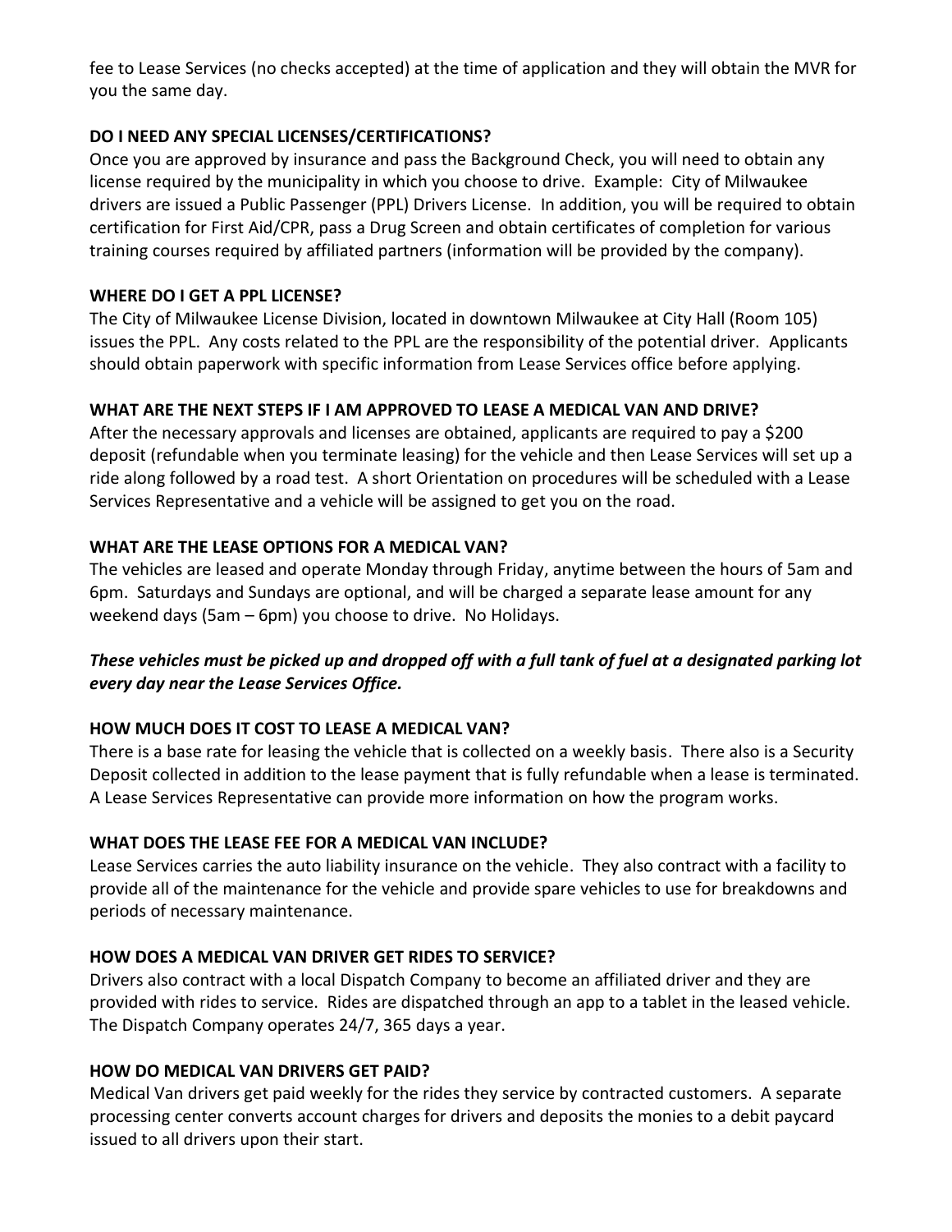fee to Lease Services (no checks accepted) at the time of application and they will obtain the MVR for you the same day.

### DO I NEED ANY SPECIAL LICENSES/CERTIFICATIONS?

Once you are approved by insurance and pass the Background Check, you will need to obtain any license required by the municipality in which you choose to drive. Example: City of Milwaukee drivers are issued a Public Passenger (PPL) Drivers License. In addition, you will be required to obtain certification for First Aid/CPR, pass a Drug Screen and obtain certificates of completion for various training courses required by affiliated partners (information will be provided by the company).

### WHERE DO I GET A PPL LICENSE?

The City of Milwaukee License Division, located in downtown Milwaukee at City Hall (Room 105) issues the PPL. Any costs related to the PPL are the responsibility of the potential driver. Applicants should obtain paperwork with specific information from Lease Services office before applying.

### WHAT ARE THE NEXT STEPS IF I AM APPROVED TO LEASE A MEDICAL VAN AND DRIVE?

After the necessary approvals and licenses are obtained, applicants are required to pay a $200 deposit (refundable when you terminate leasing) for the vehicle and then Lease Services will set up a ride along followed by a road test. A short Orientation on procedures will be scheduled with a Lease Services Representative and a vehicle will be assigned to get you on the road.

### WHAT ARE THE LEASE OPTIONS FOR A MEDICAL VAN?

The vehicles are leased and operate Monday through Friday, anytime between the hours of 5am and 6pm. Saturdays and Sundays are optional, and will be charged a separate lease amount for any weekend days (5am – 6pm) you choose to drive. No Holidays.

***These vehicles must be picked up and dropped off with a full tank of fuel at a designated parking lot every day near the Lease Services Office.***

### HOW MUCH DOES IT COST TO LEASE A MEDICAL VAN?

There is a base rate for leasing the vehicle that is collected on a weekly basis. There also is a Security Deposit collected in addition to the lease payment that is fully refundable when a lease is terminated. A Lease Services Representative can provide more information on how the program works.

### WHAT DOES THE LEASE FEE FOR A MEDICAL VAN INCLUDE?

Lease Services carries the auto liability insurance on the vehicle. They also contract with a facility to provide all of the maintenance for the vehicle and provide spare vehicles to use for breakdowns and periods of necessary maintenance.

### HOW DOES A MEDICAL VAN DRIVER GET RIDES TO SERVICE?

Drivers also contract with a local Dispatch Company to become an affiliated driver and they are provided with rides to service. Rides are dispatched through an app to a tablet in the leased vehicle. The Dispatch Company operates 24/7, 365 days a year.

### HOW DO MEDICAL VAN DRIVERS GET PAID?

Medical Van drivers get paid weekly for the rides they service by contracted customers. A separate processing center converts account charges for drivers and deposits the monies to a debit paycard issued to all drivers upon their start.